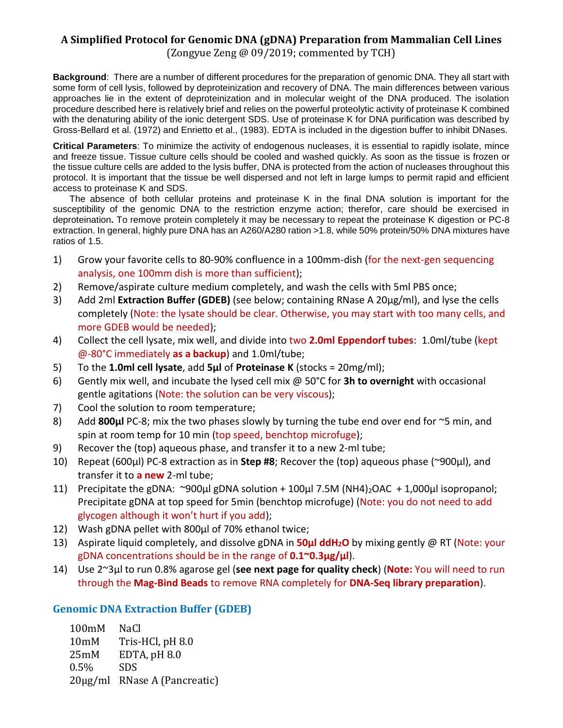# A Simplified Protocol for Genomic DNA (gDNA) Preparation from Mammalian Cell Lines

(Zongyue Zeng @ 09/2019; commented by TCH)

**Background**: There are a number of different procedures for the preparation of genomic DNA. They all start with some form of cell lysis, followed by deproteinization and recovery of DNA. The main differences between various approaches lie in the extent of deproteinization and in molecular weight of the DNA produced. The isolation procedure described here is relatively brief and relies on the powerful proteolytic activity of proteinase K combined with the denaturing ability of the ionic detergent SDS. Use of proteinase K for DNA purification was described by Gross-Bellard et al. (1972) and Enrietto et al., (1983). EDTA is included in the digestion buffer to inhibit DNases.

**Critical Parameters**: To minimize the activity of endogenous nucleases, it is essential to rapidly isolate, mince and freeze tissue. Tissue culture cells should be cooled and washed quickly. As soon as the tissue is frozen or the tissue culture cells are added to the lysis buffer, DNA is protected from the action of nucleases throughout this protocol. It is important that the tissue be well dispersed and not left in large lumps to permit rapid and efficient access to proteinase K and SDS.

The absence of both cellular proteins and proteinase K in the final DNA solution is important for the susceptibility of the genomic DNA to the restriction enzyme action; therefor, care should be exercised in deproteination**.** To remove protein completely it may be necessary to repeat the proteinase K digestion or PC-8 extraction. In general, highly pure DNA has an A260/A280 ration >1.8, while 50% protein/50% DNA mixtures have ratios of 1.5.

1) Grow your favorite cells to 80-90% confluence in a 100mm-dish (for the next-gen sequencing analysis, one 100mm dish is more than sufficient);
2) Remove/aspirate culture medium completely, and wash the cells with 5ml PBS once;
3) Add 2ml **Extraction Buffer (GDEB)** (see below; containing RNase A 20μg/ml), and lyse the cells completely (Note: the lysate should be clear. Otherwise, you may start with too many cells, and more GDEB would be needed);
4) Collect the cell lysate, mix well, and divide into two **2.0ml Eppendorf tubes**: 1.0ml/tube (kept @-80°C immediately **as a backup**) and 1.0ml/tube;
5) To the **1.0ml cell lysate**, add **5μl** of **Proteinase K** (stocks = 20mg/ml);
6) Gently mix well, and incubate the lysed cell mix @ 50°C for **3h to overnight** with occasional gentle agitations (Note: the solution can be very viscous);
7) Cool the solution to room temperature;
8) Add **800μl** PC-8; mix the two phases slowly by turning the tube end over end for ~5 min, and spin at room temp for 10 min (top speed, benchtop microfuge);
9) Recover the (top) aqueous phase, and transfer it to a new 2-ml tube;
10) Repeat (600μl) PC-8 extraction as in **Step #8**; Recover the (top) aqueous phase (~900μl), and transfer it to **a new** 2-ml tube;
11) Precipitate the gDNA: ~900μl gDNA solution + 100μl 7.5M $(NH4)_2OAC$ + 1,000μl isopropanol; Precipitate gDNA at top speed for 5min (benchtop microfuge) (Note: you do not need to add glycogen although it won't hurt if you add);
12) Wash gDNA pellet with 800μl of 70% ethanol twice;
13) Aspirate liquid completely, and dissolve gDNA in **50μl $ddH_2O$** by mixing gently @ RT (Note: your gDNA concentrations should be in the range of **0.1~0.3μg/μl**).
14) Use 2~3μl to run 0.8% agarose gel (**see next page for quality check**) (**Note:** You will need to run through the **Mag-Bind Beads** to remove RNA completely for **DNA-Seq library preparation**).

## Genomic DNA Extraction Buffer (GDEB)

| | |
|---|---|
| 100mM | NaCl |
| 10mM | Tris-HCl, pH 8.0 |
| 25mM | EDTA, pH 8.0 |
| 0.5% | SDS |
| 20μg/ml | RNase A (Pancreatic) |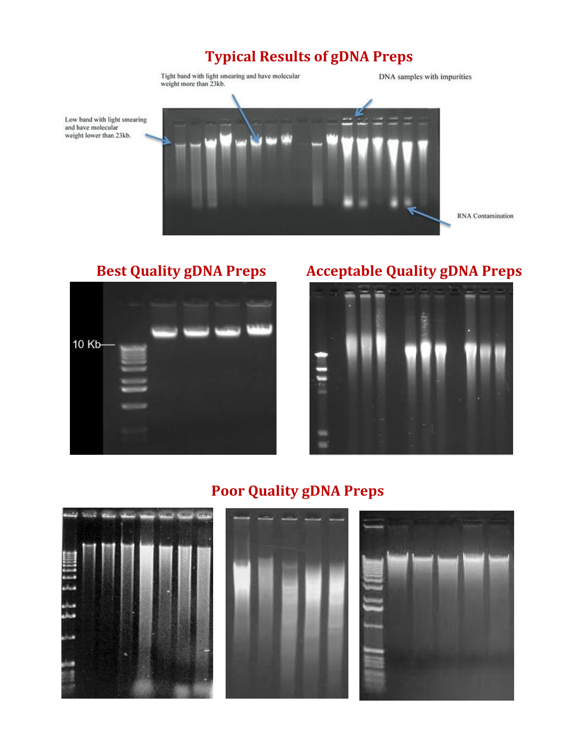## Typical Results of gDNA Preps

Tight band with light smearing and have molecular weight more than 23kb.

DNA samples with impurities

Low band with light smearing and have molecular weight lower than 23kb.

RNA Contamination

## Best Quality gDNA Preps

10 Kb

## Acceptable Quality gDNA Preps

## Poor Quality gDNA Preps